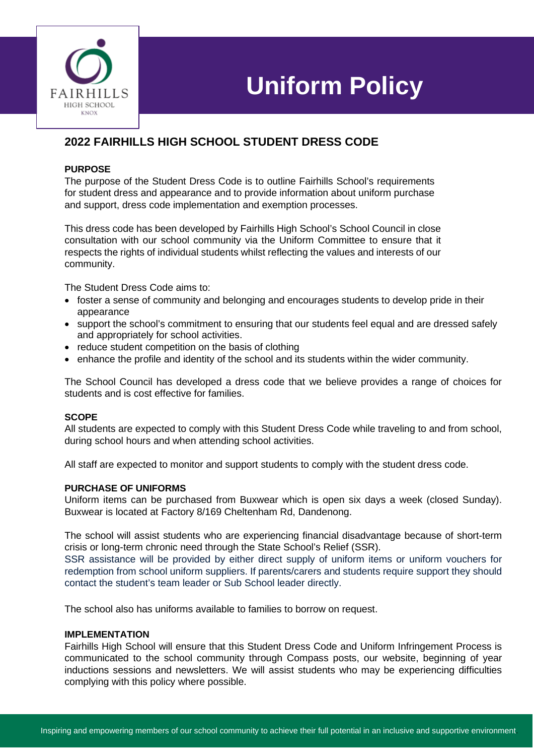# Uniform Policy

## 2022 FAIRHILLS HIGH SCHOOL STUDENT DRESS CODE

**PURPOSE**

The purpose of the Student Dress Code is to outline Fairhills School's requirements for student dress and appearance and to provide information about uniform purchase and support, dress code implementation and exemption processes.

This dress code has been developed by Fairhills High School's School Council in close consultation with our school community via the Uniform Committee to ensure that it respects the rights of individual students whilst reflecting the values and interests of our community.

The Student Dress Code aims to:

- foster a sense of community and belonging and encourages students to develop pride in their appearance
- support the school's commitment to ensuring that our students feel equal and are dressed safely and appropriately for school activities.
- reduce student competition on the basis of clothing
- enhance the profile and identity of the school and its students within the wider community.

The School Council has developed a dress code that we believe provides a range of choices for students and is cost effective for families.

**SCOPE**

All students are expected to comply with this Student Dress Code while traveling to and from school, during school hours and when attending school activities.

All staff are expected to monitor and support students to comply with the student dress code.

**PURCHASE OF UNIFORMS**

Uniform items can be purchased from Buxwear which is open six days a week (closed Sunday). Buxwear is located at Factory 8/169 Cheltenham Rd, Dandenong.

The school will assist students who are experiencing financial disadvantage because of short-term crisis or long-term chronic need through the State School's Relief (SSR).
SSR assistance will be provided by either direct supply of uniform items or uniform vouchers for redemption from school uniform suppliers. If parents/carers and students require support they should contact the student's team leader or Sub School leader directly.

The school also has uniforms available to families to borrow on request.

**IMPLEMENTATION**

Fairhills High School will ensure that this Student Dress Code and Uniform Infringement Process is communicated to the school community through Compass posts, our website, beginning of year inductions sessions and newsletters. We will assist students who may be experiencing difficulties complying with this policy where possible.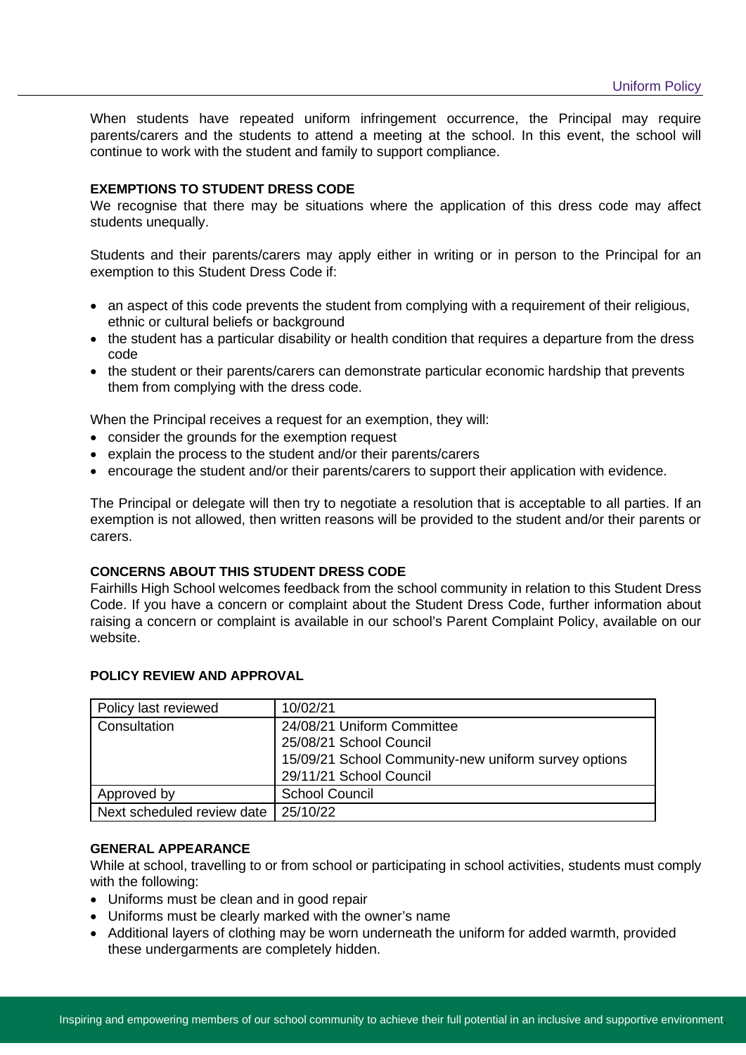When students have repeated uniform infringement occurrence, the Principal may require parents/carers and the students to attend a meeting at the school. In this event, the school will continue to work with the student and family to support compliance.

**EXEMPTIONS TO STUDENT DRESS CODE**

We recognise that there may be situations where the application of this dress code may affect students unequally.

Students and their parents/carers may apply either in writing or in person to the Principal for an exemption to this Student Dress Code if:

- an aspect of this code prevents the student from complying with a requirement of their religious, ethnic or cultural beliefs or background
- the student has a particular disability or health condition that requires a departure from the dress code
- the student or their parents/carers can demonstrate particular economic hardship that prevents them from complying with the dress code.

When the Principal receives a request for an exemption, they will:

- consider the grounds for the exemption request
- explain the process to the student and/or their parents/carers
- encourage the student and/or their parents/carers to support their application with evidence.

The Principal or delegate will then try to negotiate a resolution that is acceptable to all parties. If an exemption is not allowed, then written reasons will be provided to the student and/or their parents or carers.

**CONCERNS ABOUT THIS STUDENT DRESS CODE**

Fairhills High School welcomes feedback from the school community in relation to this Student Dress Code. If you have a concern or complaint about the Student Dress Code, further information about raising a concern or complaint is available in our school's Parent Complaint Policy, available on our website.

**POLICY REVIEW AND APPROVAL**

| Policy last reviewed | 10/02/21 |
|---|---|
| Consultation | 24/08/21 Uniform Committee<br>25/08/21 School Council<br>15/09/21 School Community-new uniform survey options<br>29/11/21 School Council |
| Approved by | School Council |
| Next scheduled review date | 25/10/22 |

**GENERAL APPEARANCE**

While at school, travelling to or from school or participating in school activities, students must comply with the following:

- Uniforms must be clean and in good repair
- Uniforms must be clearly marked with the owner's name
- Additional layers of clothing may be worn underneath the uniform for added warmth, provided these undergarments are completely hidden.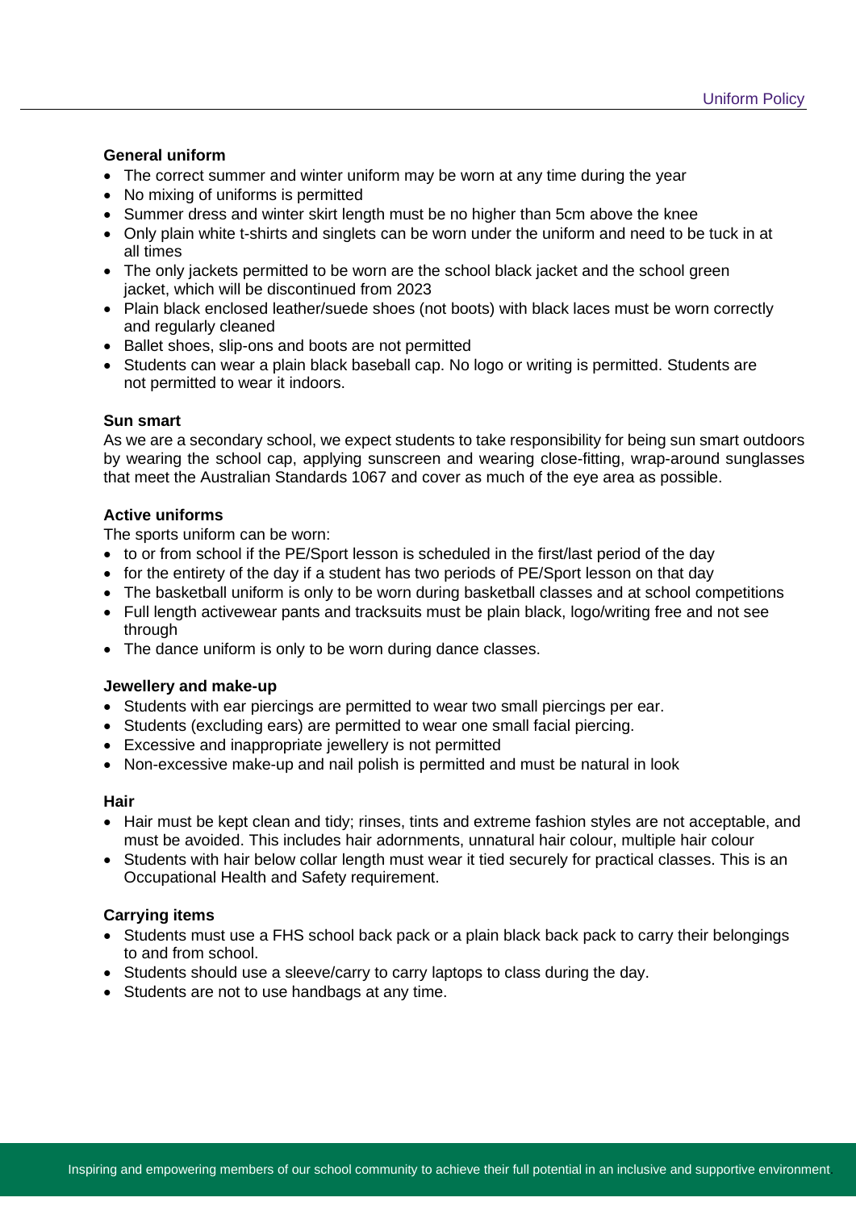### General uniform

- The correct summer and winter uniform may be worn at any time during the year
- No mixing of uniforms is permitted
- Summer dress and winter skirt length must be no higher than 5cm above the knee
- Only plain white t-shirts and singlets can be worn under the uniform and need to be tuck in at all times
- The only jackets permitted to be worn are the school black jacket and the school green jacket, which will be discontinued from 2023
- Plain black enclosed leather/suede shoes (not boots) with black laces must be worn correctly and regularly cleaned
- Ballet shoes, slip-ons and boots are not permitted
- Students can wear a plain black baseball cap. No logo or writing is permitted. Students are not permitted to wear it indoors.

### Sun smart

As we are a secondary school, we expect students to take responsibility for being sun smart outdoors by wearing the school cap, applying sunscreen and wearing close-fitting, wrap-around sunglasses that meet the Australian Standards 1067 and cover as much of the eye area as possible.

### Active uniforms

The sports uniform can be worn:

- to or from school if the PE/Sport lesson is scheduled in the first/last period of the day
- for the entirety of the day if a student has two periods of PE/Sport lesson on that day
- The basketball uniform is only to be worn during basketball classes and at school competitions
- Full length activewear pants and tracksuits must be plain black, logo/writing free and not see through
- The dance uniform is only to be worn during dance classes.

### Jewellery and make-up

- Students with ear piercings are permitted to wear two small piercings per ear.
- Students (excluding ears) are permitted to wear one small facial piercing.
- Excessive and inappropriate jewellery is not permitted
- Non-excessive make-up and nail polish is permitted and must be natural in look

### Hair

- Hair must be kept clean and tidy; rinses, tints and extreme fashion styles are not acceptable, and must be avoided. This includes hair adornments, unnatural hair colour, multiple hair colour
- Students with hair below collar length must wear it tied securely for practical classes. This is an Occupational Health and Safety requirement.

### Carrying items

- Students must use a FHS school back pack or a plain black back pack to carry their belongings to and from school.
- Students should use a sleeve/carry to carry laptops to class during the day.
- Students are not to use handbags at any time.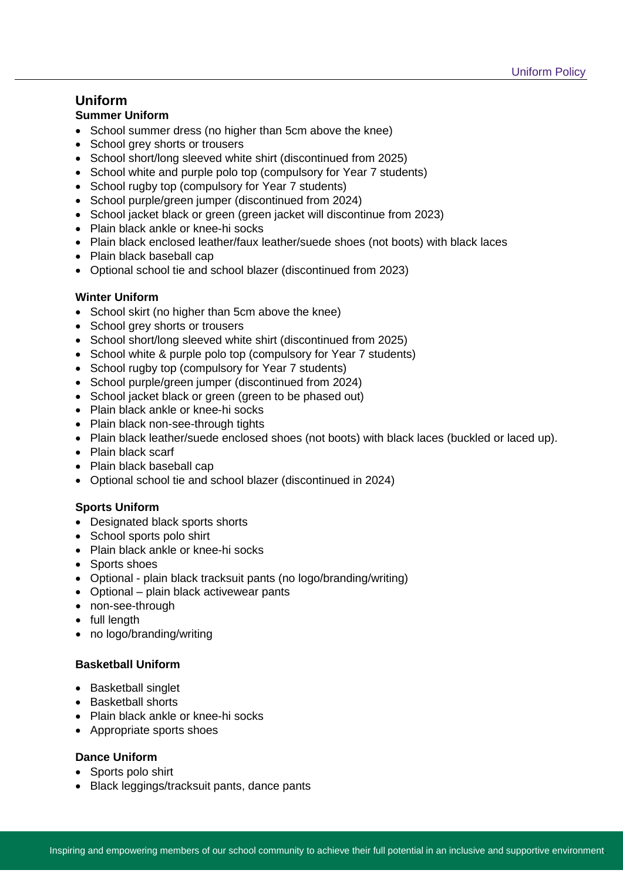## Uniform

### Summer Uniform

- School summer dress (no higher than 5cm above the knee)
- School grey shorts or trousers
- School short/long sleeved white shirt (discontinued from 2025)
- School white and purple polo top (compulsory for Year 7 students)
- School rugby top (compulsory for Year 7 students)
- School purple/green jumper (discontinued from 2024)
- School jacket black or green (green jacket will discontinue from 2023)
- Plain black ankle or knee-hi socks
- Plain black enclosed leather/faux leather/suede shoes (not boots) with black laces
- Plain black baseball cap
- Optional school tie and school blazer (discontinued from 2023)

### Winter Uniform

- School skirt (no higher than 5cm above the knee)
- School grey shorts or trousers
- School short/long sleeved white shirt (discontinued from 2025)
- School white & purple polo top (compulsory for Year 7 students)
- School rugby top (compulsory for Year 7 students)
- School purple/green jumper (discontinued from 2024)
- School jacket black or green (green to be phased out)
- Plain black ankle or knee-hi socks
- Plain black non-see-through tights
- Plain black leather/suede enclosed shoes (not boots) with black laces (buckled or laced up).
- Plain black scarf
- Plain black baseball cap
- Optional school tie and school blazer (discontinued in 2024)

### Sports Uniform

- Designated black sports shorts
- School sports polo shirt
- Plain black ankle or knee-hi socks
- Sports shoes
- Optional - plain black tracksuit pants (no logo/branding/writing)
- Optional – plain black activewear pants
- non-see-through
- full length
- no logo/branding/writing

### Basketball Uniform

- Basketball singlet
- Basketball shorts
- Plain black ankle or knee-hi socks
- Appropriate sports shoes

### Dance Uniform

- Sports polo shirt
- Black leggings/tracksuit pants, dance pants